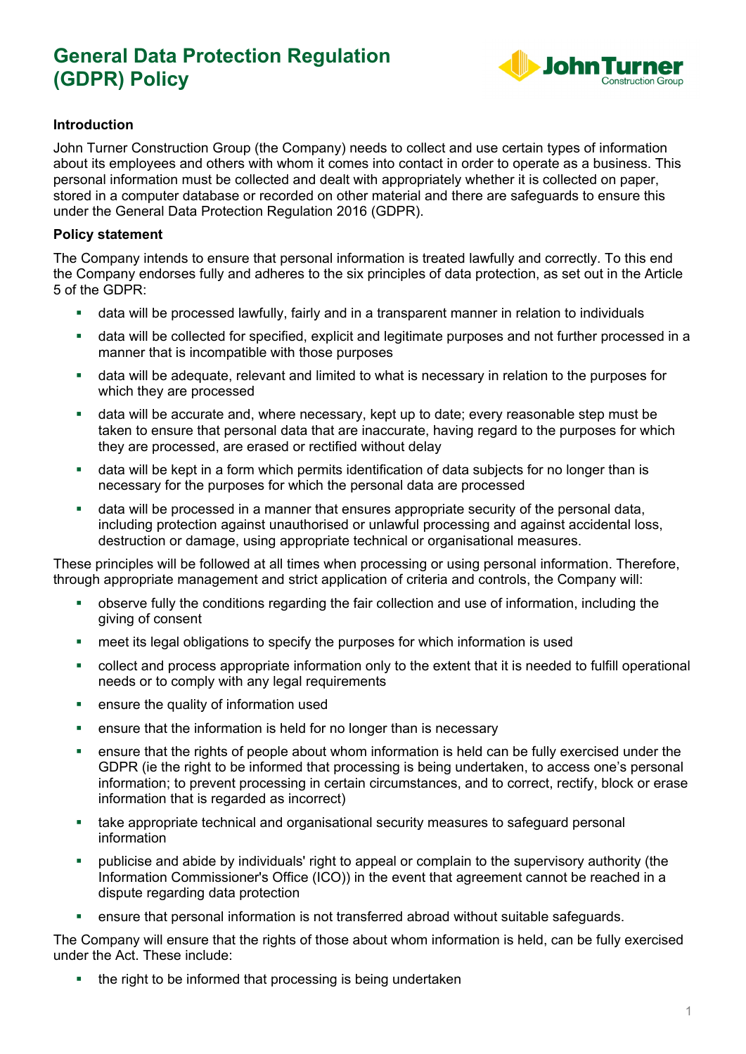# General Data Protection Regulation (GDPR) Policy

### Introduction

John Turner Construction Group (the Company) needs to collect and use certain types of information about its employees and others with whom it comes into contact in order to operate as a business. This personal information must be collected and dealt with appropriately whether it is collected on paper, stored in a computer database or recorded on other material and there are safeguards to ensure this under the General Data Protection Regulation 2016 (GDPR).

### Policy statement

The Company intends to ensure that personal information is treated lawfully and correctly. To this end the Company endorses fully and adheres to the six principles of data protection, as set out in the Article 5 of the GDPR:

- data will be processed lawfully, fairly and in a transparent manner in relation to individuals
- data will be collected for specified, explicit and legitimate purposes and not further processed in a manner that is incompatible with those purposes
- data will be adequate, relevant and limited to what is necessary in relation to the purposes for which they are processed
- data will be accurate and, where necessary, kept up to date; every reasonable step must be taken to ensure that personal data that are inaccurate, having regard to the purposes for which they are processed, are erased or rectified without delay
- data will be kept in a form which permits identification of data subjects for no longer than is necessary for the purposes for which the personal data are processed
- data will be processed in a manner that ensures appropriate security of the personal data, including protection against unauthorised or unlawful processing and against accidental loss, destruction or damage, using appropriate technical or organisational measures.

These principles will be followed at all times when processing or using personal information. Therefore, through appropriate management and strict application of criteria and controls, the Company will:

- observe fully the conditions regarding the fair collection and use of information, including the giving of consent
- meet its legal obligations to specify the purposes for which information is used
- collect and process appropriate information only to the extent that it is needed to fulfill operational needs or to comply with any legal requirements
- ensure the quality of information used
- ensure that the information is held for no longer than is necessary
- ensure that the rights of people about whom information is held can be fully exercised under the GDPR (ie the right to be informed that processing is being undertaken, to access one's personal information; to prevent processing in certain circumstances, and to correct, rectify, block or erase information that is regarded as incorrect)
- take appropriate technical and organisational security measures to safeguard personal information
- publicise and abide by individuals' right to appeal or complain to the supervisory authority (the Information Commissioner's Office (ICO)) in the event that agreement cannot be reached in a dispute regarding data protection
- ensure that personal information is not transferred abroad without suitable safeguards.

The Company will ensure that the rights of those about whom information is held, can be fully exercised under the Act. These include:

- the right to be informed that processing is being undertaken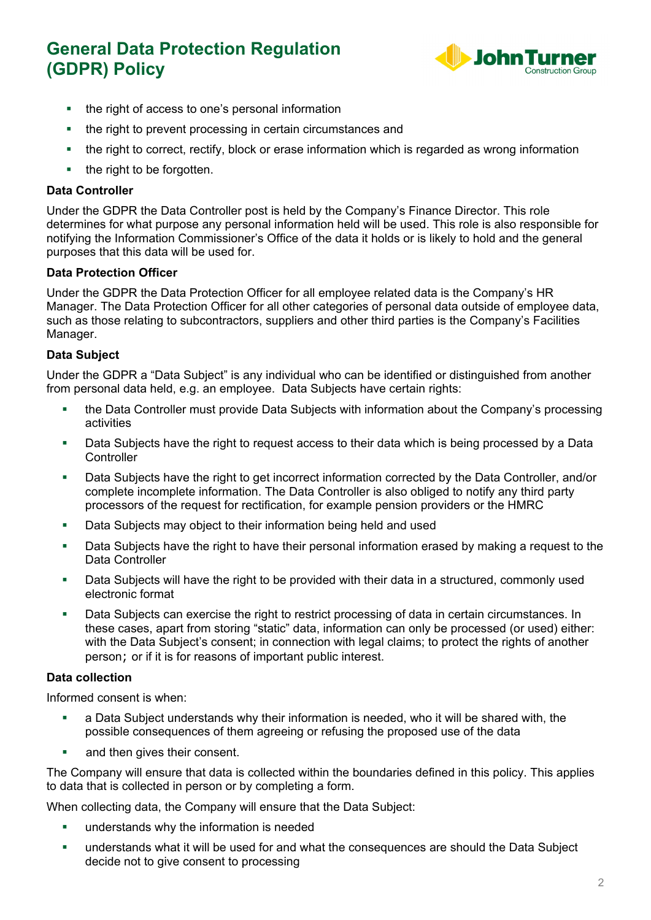- the right of access to one's personal information
- the right to prevent processing in certain circumstances and
- the right to correct, rectify, block or erase information which is regarded as wrong information
- the right to be forgotten.

**Data Controller**

Under the GDPR the Data Controller post is held by the Company's Finance Director. This role determines for what purpose any personal information held will be used. This role is also responsible for notifying the Information Commissioner's Office of the data it holds or is likely to hold and the general purposes that this data will be used for.

**Data Protection Officer**

Under the GDPR the Data Protection Officer for all employee related data is the Company's HR Manager. The Data Protection Officer for all other categories of personal data outside of employee data, such as those relating to subcontractors, suppliers and other third parties is the Company's Facilities Manager.

**Data Subject**

Under the GDPR a "Data Subject" is any individual who can be identified or distinguished from another from personal data held, e.g. an employee. Data Subjects have certain rights:

- the Data Controller must provide Data Subjects with information about the Company's processing activities
- Data Subjects have the right to request access to their data which is being processed by a Data Controller
- Data Subjects have the right to get incorrect information corrected by the Data Controller, and/or complete incomplete information. The Data Controller is also obliged to notify any third party processors of the request for rectification, for example pension providers or the HMRC
- Data Subjects may object to their information being held and used
- Data Subjects have the right to have their personal information erased by making a request to the Data Controller
- Data Subjects will have the right to be provided with their data in a structured, commonly used electronic format
- Data Subjects can exercise the right to restrict processing of data in certain circumstances. In these cases, apart from storing "static" data, information can only be processed (or used) either: with the Data Subject's consent; in connection with legal claims; to protect the rights of another person; or if it is for reasons of important public interest.

**Data collection**

Informed consent is when:

- a Data Subject understands why their information is needed, who it will be shared with, the possible consequences of them agreeing or refusing the proposed use of the data
- and then gives their consent.

The Company will ensure that data is collected within the boundaries defined in this policy. This applies to data that is collected in person or by completing a form.

When collecting data, the Company will ensure that the Data Subject:

- understands why the information is needed
- understands what it will be used for and what the consequences are should the Data Subject decide not to give consent to processing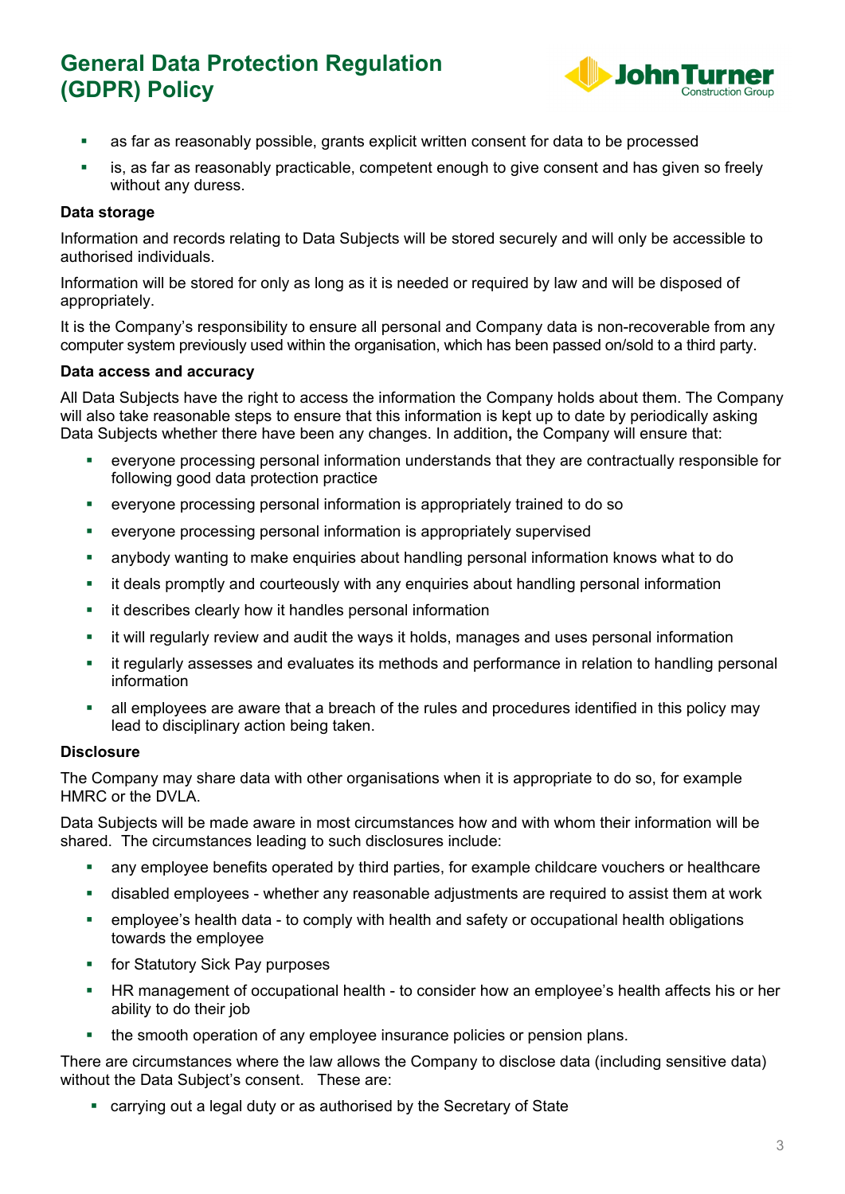- as far as reasonably possible, grants explicit written consent for data to be processed
- is, as far as reasonably practicable, competent enough to give consent and has given so freely without any duress.

**Data storage**

Information and records relating to Data Subjects will be stored securely and will only be accessible to authorised individuals.

Information will be stored for only as long as it is needed or required by law and will be disposed of appropriately.

It is the Company's responsibility to ensure all personal and Company data is non-recoverable from any computer system previously used within the organisation, which has been passed on/sold to a third party.

**Data access and accuracy**

All Data Subjects have the right to access the information the Company holds about them. The Company will also take reasonable steps to ensure that this information is kept up to date by periodically asking Data Subjects whether there have been any changes. In addition**,** the Company will ensure that:

- everyone processing personal information understands that they are contractually responsible for following good data protection practice
- everyone processing personal information is appropriately trained to do so
- everyone processing personal information is appropriately supervised
- anybody wanting to make enquiries about handling personal information knows what to do
- it deals promptly and courteously with any enquiries about handling personal information
- it describes clearly how it handles personal information
- it will regularly review and audit the ways it holds, manages and uses personal information
- it regularly assesses and evaluates its methods and performance in relation to handling personal information
- all employees are aware that a breach of the rules and procedures identified in this policy may lead to disciplinary action being taken.

**Disclosure**

The Company may share data with other organisations when it is appropriate to do so, for example HMRC or the DVLA.

Data Subjects will be made aware in most circumstances how and with whom their information will be shared. The circumstances leading to such disclosures include:

- any employee benefits operated by third parties, for example childcare vouchers or healthcare
- disabled employees - whether any reasonable adjustments are required to assist them at work
- employee's health data - to comply with health and safety or occupational health obligations towards the employee
- for Statutory Sick Pay purposes
- HR management of occupational health - to consider how an employee's health affects his or her ability to do their job
- the smooth operation of any employee insurance policies or pension plans.

There are circumstances where the law allows the Company to disclose data (including sensitive data) without the Data Subject's consent. These are:

- carrying out a legal duty or as authorised by the Secretary of State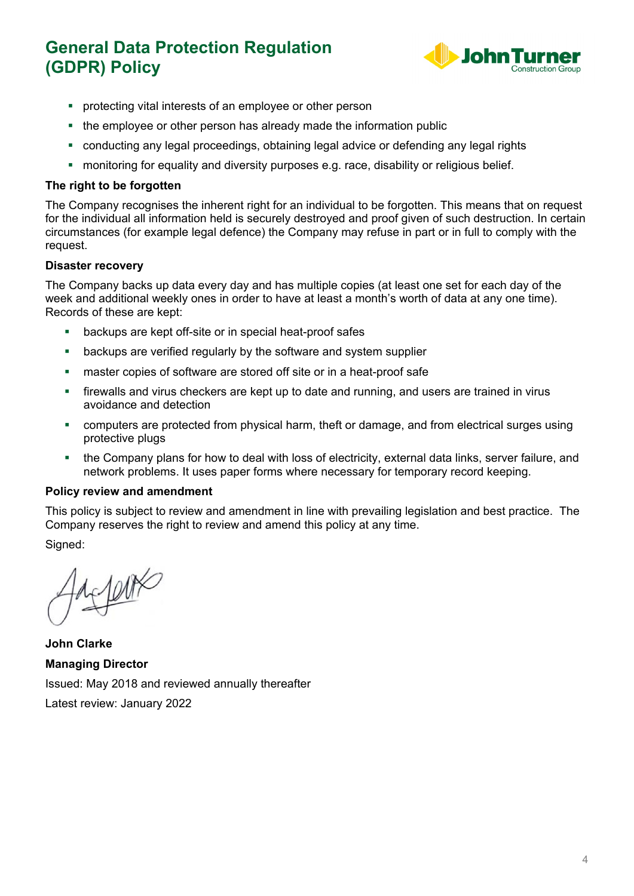- protecting vital interests of an employee or other person
- the employee or other person has already made the information public
- conducting any legal proceedings, obtaining legal advice or defending any legal rights
- monitoring for equality and diversity purposes e.g. race, disability or religious belief.

**The right to be forgotten**

The Company recognises the inherent right for an individual to be forgotten. This means that on request for the individual all information held is securely destroyed and proof given of such destruction. In certain circumstances (for example legal defence) the Company may refuse in part or in full to comply with the request.

**Disaster recovery**

The Company backs up data every day and has multiple copies (at least one set for each day of the week and additional weekly ones in order to have at least a month's worth of data at any one time). Records of these are kept:

- backups are kept off-site or in special heat-proof safes
- backups are verified regularly by the software and system supplier
- master copies of software are stored off site or in a heat-proof safe
- firewalls and virus checkers are kept up to date and running, and users are trained in virus avoidance and detection
- computers are protected from physical harm, theft or damage, and from electrical surges using protective plugs
- the Company plans for how to deal with loss of electricity, external data links, server failure, and network problems. It uses paper forms where necessary for temporary record keeping.

**Policy review and amendment**

This policy is subject to review and amendment in line with prevailing legislation and best practice. The Company reserves the right to review and amend this policy at any time.

Signed:

**John Clarke**

**Managing Director**

Issued: May 2018 and reviewed annually thereafter

Latest review: January 2022